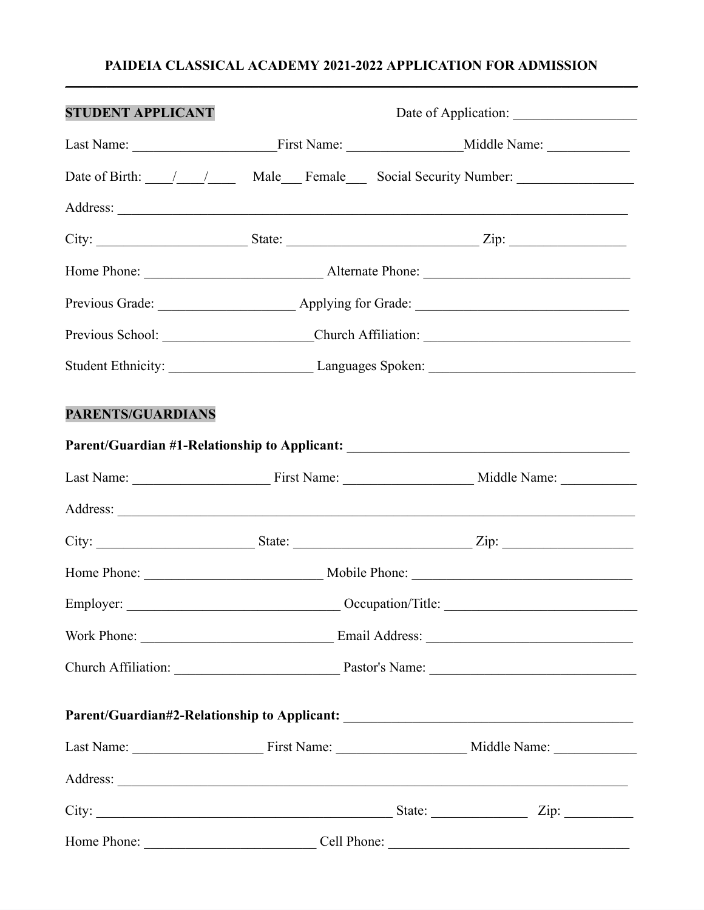# PAIDEIA CLASSICAL ACADEMY 2021-2022 APPLICATION FOR ADMISSION

**STUDENT APPLICANT**

Date of Application: __________________

Last Name: ____________________ First Name: ________________ Middle Name: ____________

Date of Birth: ____/____/____ Male___ Female___ Social Security Number: _________________

Address: ____________________________________________________________________________

City: ______________________ State: ____________________________ Zip: _________________

Home Phone: __________________________ Alternate Phone: ______________________________

Previous Grade: ___________________ Applying for Grade: _______________________________

Previous School: _____________________ Church Affiliation: ______________________________

Student Ethnicity: ____________________ Languages Spoken: ______________________________

**PARENTS/GUARDIANS**

**Parent/Guardian #1-Relationship to Applicant:** _________________________________________

Last Name: ____________________ First Name: ___________________ Middle Name: ___________

Address: _____________________________________________________________________________

City: _______________________ State: __________________________ Zip: ___________________

Home Phone: __________________________ Mobile Phone: ________________________________

Employer: _______________________________ Occupation/Title: ___________________________

Work Phone: ___________________________ Email Address: ______________________________

Church Affiliation: ________________________ Pastor's Name: ______________________________

**Parent/Guardian#2-Relationship to Applicant:** __________________________________________

Last Name: ___________________ First Name: ___________________ Middle Name: ____________

Address: ____________________________________________________________________________

City: _____________________________________________ State: ______________ Zip: __________

Home Phone: ________________________ Cell Phone: ___________________________________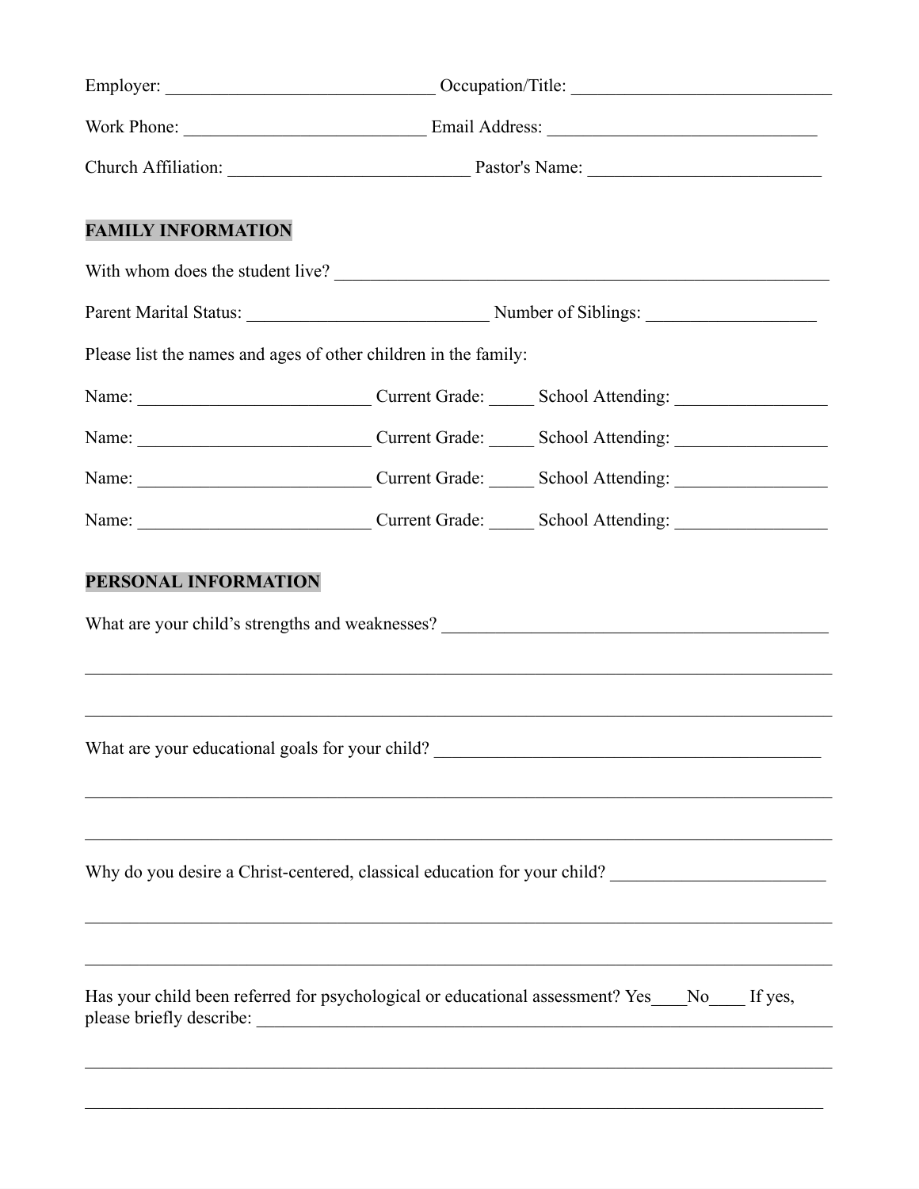Employer: ______________________________ Occupation/Title: ____________________________

Work Phone: ___________________________ Email Address: ______________________________

Church Affiliation: ___________________________ Pastor's Name: __________________________

## FAMILY INFORMATION

With whom does the student live? ________________________________________________________

Parent Marital Status: ___________________________ Number of Siblings: ___________________

Please list the names and ages of other children in the family:

Name: __________________________ Current Grade: _____ School Attending: _________________

Name: __________________________ Current Grade: _____ School Attending: _________________

Name: __________________________ Current Grade: _____ School Attending: _________________

Name: __________________________ Current Grade: _____ School Attending: _________________

## PERSONAL INFORMATION

What are your child's strengths and weaknesses? ____________________________________________

_____________________________________________________________________________________

_____________________________________________________________________________________

What are your educational goals for your child? ____________________________________________

_____________________________________________________________________________________

_____________________________________________________________________________________

Why do you desire a Christ-centered, classical education for your child? ________________________

_____________________________________________________________________________________

_____________________________________________________________________________________

Has your child been referred for psychological or educational assessment? Yes____No____ If yes, please briefly describe: ____________________________________________________________________

_____________________________________________________________________________________

_____________________________________________________________________________________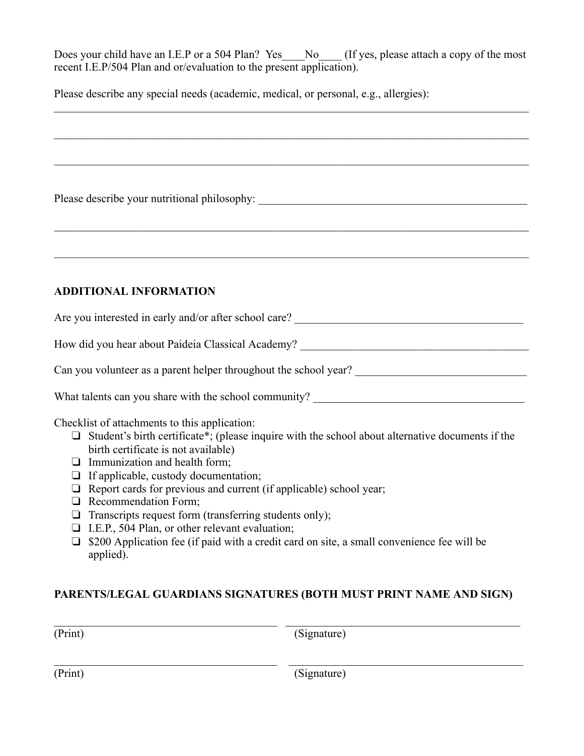Does your child have an I.E.P or a 504 Plan? Yes____No____ (If yes, please attach a copy of the most recent I.E.P/504 Plan and or/evaluation to the present application).

Please describe any special needs (academic, medical, or personal, e.g., allergies):
___________________________________________________________________________________

___________________________________________________________________________________

___________________________________________________________________________________

Please describe your nutritional philosophy: __________________________________________________

___________________________________________________________________________________

___________________________________________________________________________________

**ADDITIONAL INFORMATION**

Are you interested in early and/or after school care? ________________________________________

How did you hear about Paideia Classical Academy? __________________________________________

Can you volunteer as a parent helper throughout the school year? ______________________________

What talents can you share with the school community? ____________________________________

Checklist of attachments to this application:

- ❏ Student's birth certificate*; (please inquire with the school about alternative documents if the birth certificate is not available)
- ❏ Immunization and health form;
- ❏ If applicable, custody documentation;
- ❏ Report cards for previous and current (if applicable) school year;
- ❏ Recommendation Form;
- ❏ Transcripts request form (transferring students only);
- ❏ I.E.P., 504 Plan, or other relevant evaluation;
- ❏ $200 Application fee (if paid with a credit card on site, a small convenience fee will be applied).

**PARENTS/LEGAL GUARDIANS SIGNATURES (BOTH MUST PRINT NAME AND SIGN)**

________________________________________ ________________________________________
(Print) (Signature)

________________________________________ ________________________________________
(Print) (Signature)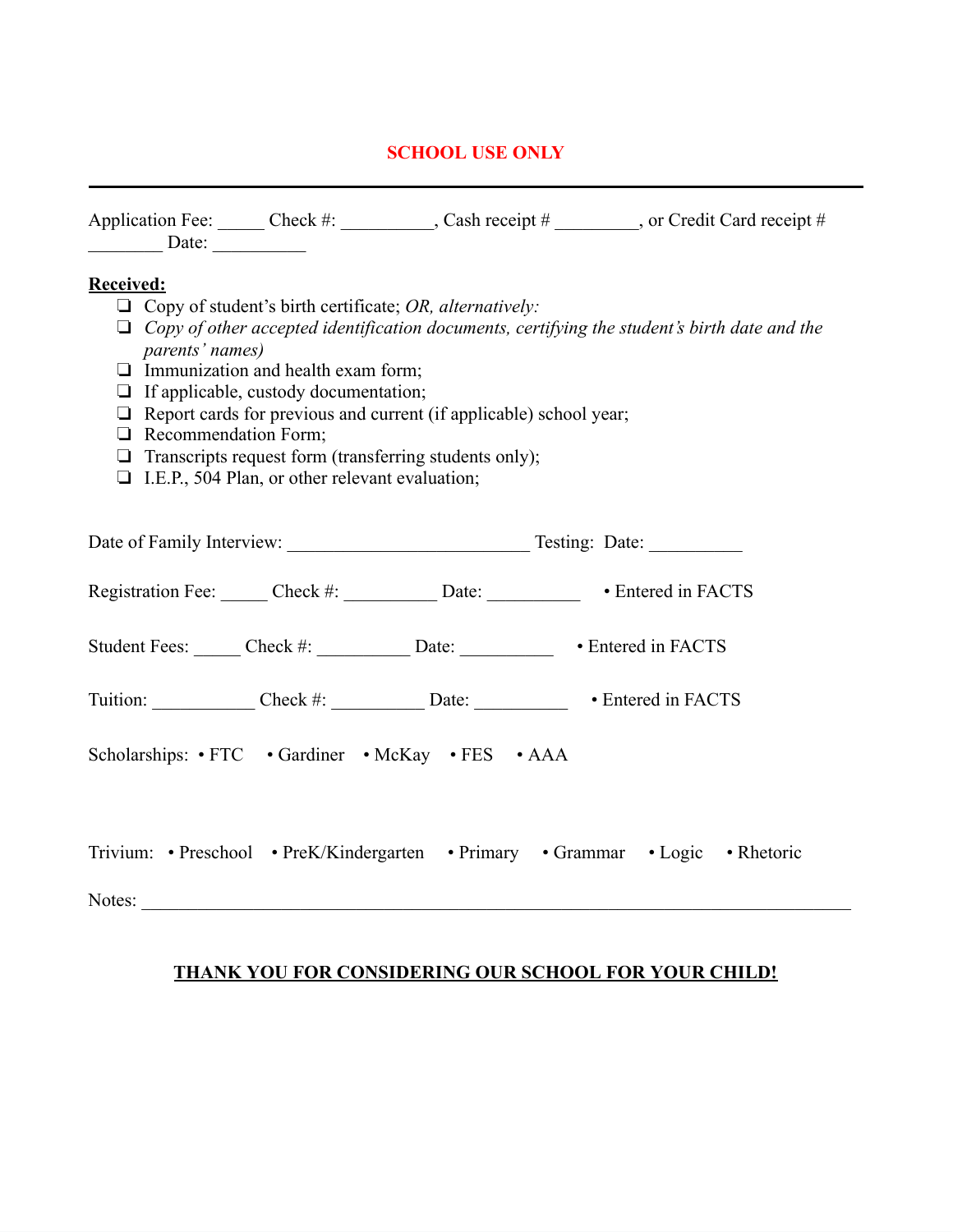**SCHOOL USE ONLY**

---

Application Fee: _____ Check #: __________, Cash receipt # _________, or Credit Card receipt # ________ Date: __________

**Received:**

- ❑ Copy of student's birth certificate; *OR, alternatively:*
- ❑ *Copy of other accepted identification documents, certifying the student's birth date and the parents' names)*
- ❑ Immunization and health exam form;
- ❑ If applicable, custody documentation;
- ❑ Report cards for previous and current (if applicable) school year;
- ❑ Recommendation Form;
- ❑ Transcripts request form (transferring students only);
- ❑ I.E.P., 504 Plan, or other relevant evaluation;

Date of Family Interview: _________________________ Testing: Date: __________

Registration Fee: _____ Check #: __________ Date: __________ • Entered in FACTS

Student Fees: _____ Check #: __________ Date: __________ • Entered in FACTS

Tuition: ___________ Check #: __________ Date: __________ • Entered in FACTS

Scholarships: • FTC • Gardiner • McKay • FES • AAA

Trivium: • Preschool • PreK/Kindergarten • Primary • Grammar • Logic • Rhetoric

Notes: ______________________________________________________________________

**THANK YOU FOR CONSIDERING OUR SCHOOL FOR YOUR CHILD!**